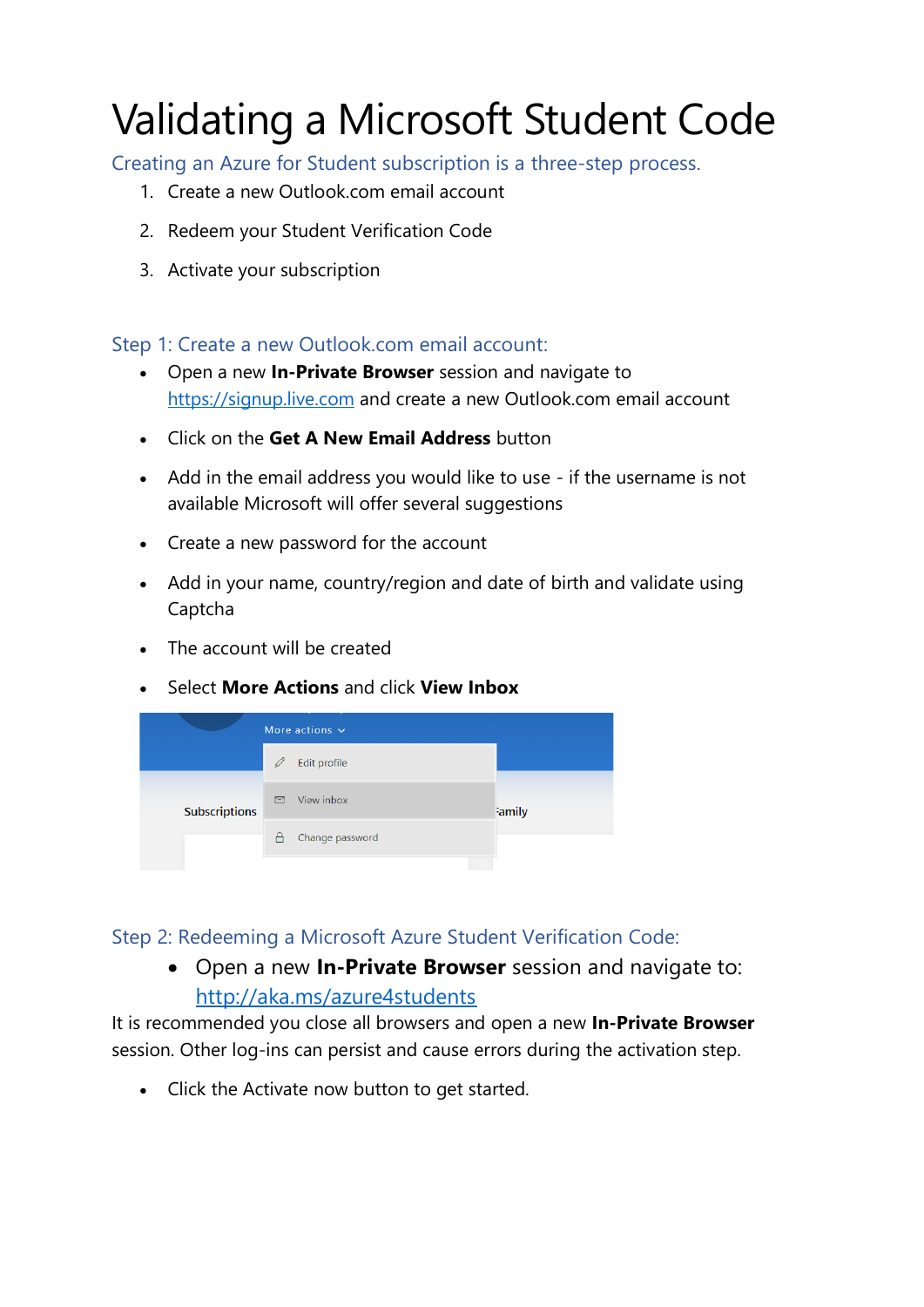# Validating a Microsoft Student Code

## Creating an Azure for Student subscription is a three-step process.

1. Create a new Outlook.com email account
2. Redeem your Student Verification Code
3. Activate your subscription

## Step 1: Create a new Outlook.com email account:

- Open a new **In-Private Browser** session and navigate to [https://signup.live.com](https://signup.live.com) and create a new Outlook.com email account
- Click on the **Get A New Email Address** button
- Add in the email address you would like to use - if the username is not available Microsoft will offer several suggestions
- Create a new password for the account
- Add in your name, country/region and date of birth and validate using Captcha
- The account will be created
- Select **More Actions** and click **View Inbox**

## Step 2: Redeeming a Microsoft Azure Student Verification Code:

- Open a new **In-Private Browser** session and navigate to: [http://aka.ms/azure4students](http://aka.ms/azure4students)

It is recommended you close all browsers and open a new **In-Private Browser** session. Other log-ins can persist and cause errors during the activation step.

- Click the Activate now button to get started.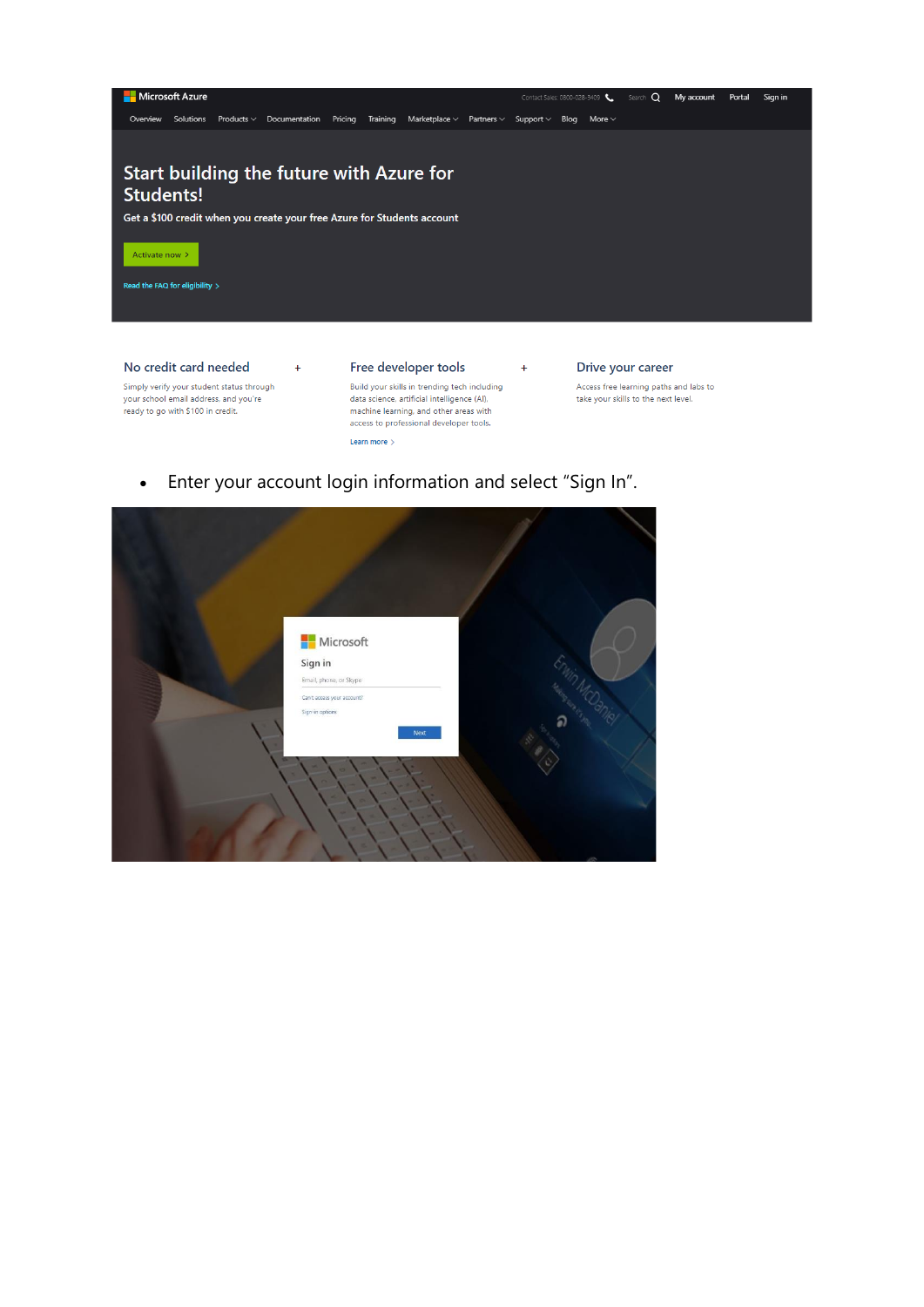- Enter your account login information and select “Sign In”.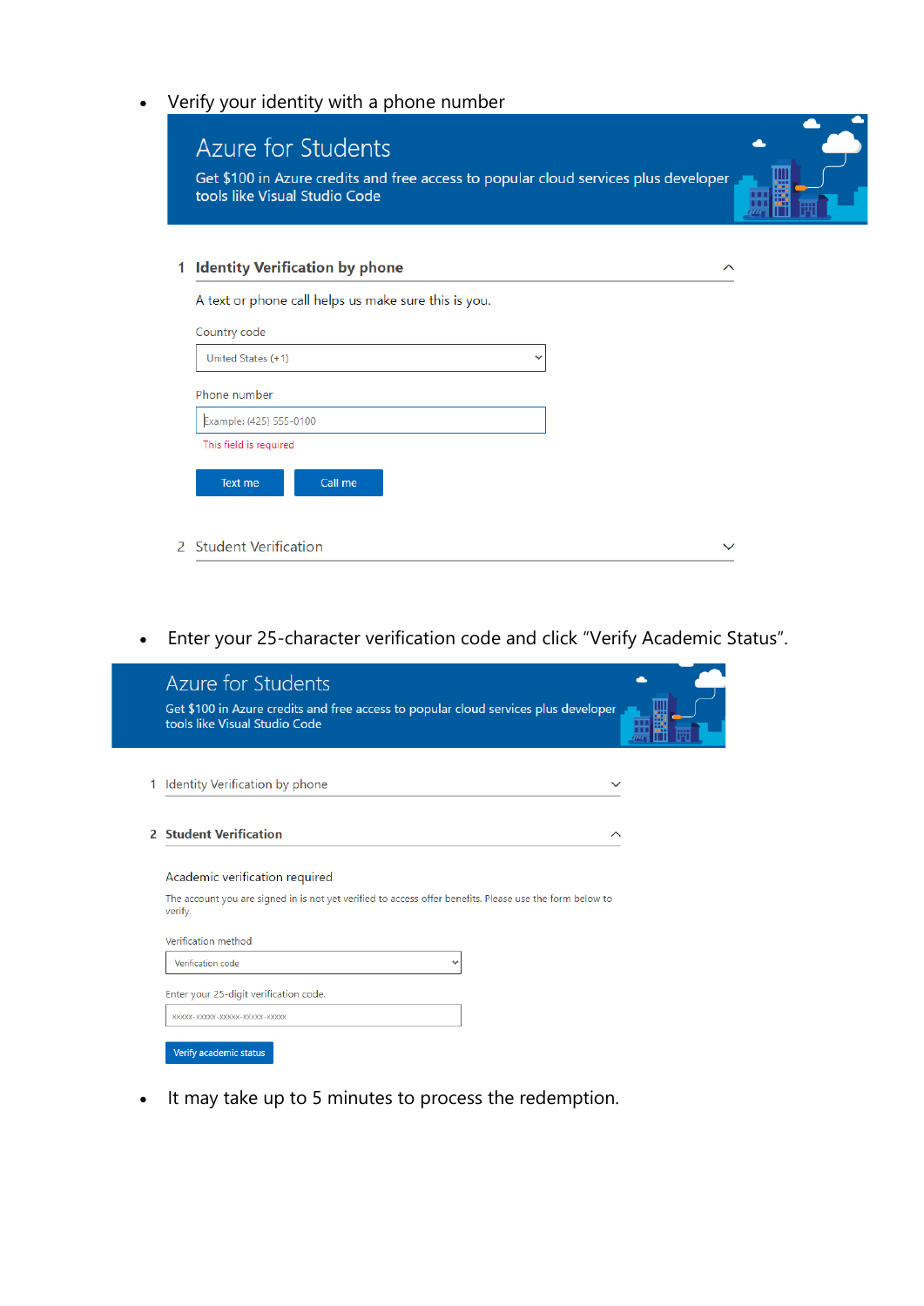- Verify your identity with a phone number

Azure for Students

Get $100 in Azure credits and free access to popular cloud services plus developer tools like Visual Studio Code

1 **Identity Verification by phone**

A text or phone call helps us make sure this is you.

Country code

United States (+1)

Phone number

Example: (425) 555-0100

This field is required

Text me

Call me

2 Student Verification

- Enter your 25-character verification code and click "Verify Academic Status".

Azure for Students

Get $100 in Azure credits and free access to popular cloud services plus developer tools like Visual Studio Code

1 Identity Verification by phone

2 **Student Verification**

Academic verification required

The account you are signed in is not yet verified to access offer benefits. Please use the form below to verify.

Verification method

Verification code

Enter your 25-digit verification code.

xxxxx-xxxxx-xxxxx-xxxxx-xxxxx

Verify academic status

- It may take up to 5 minutes to process the redemption.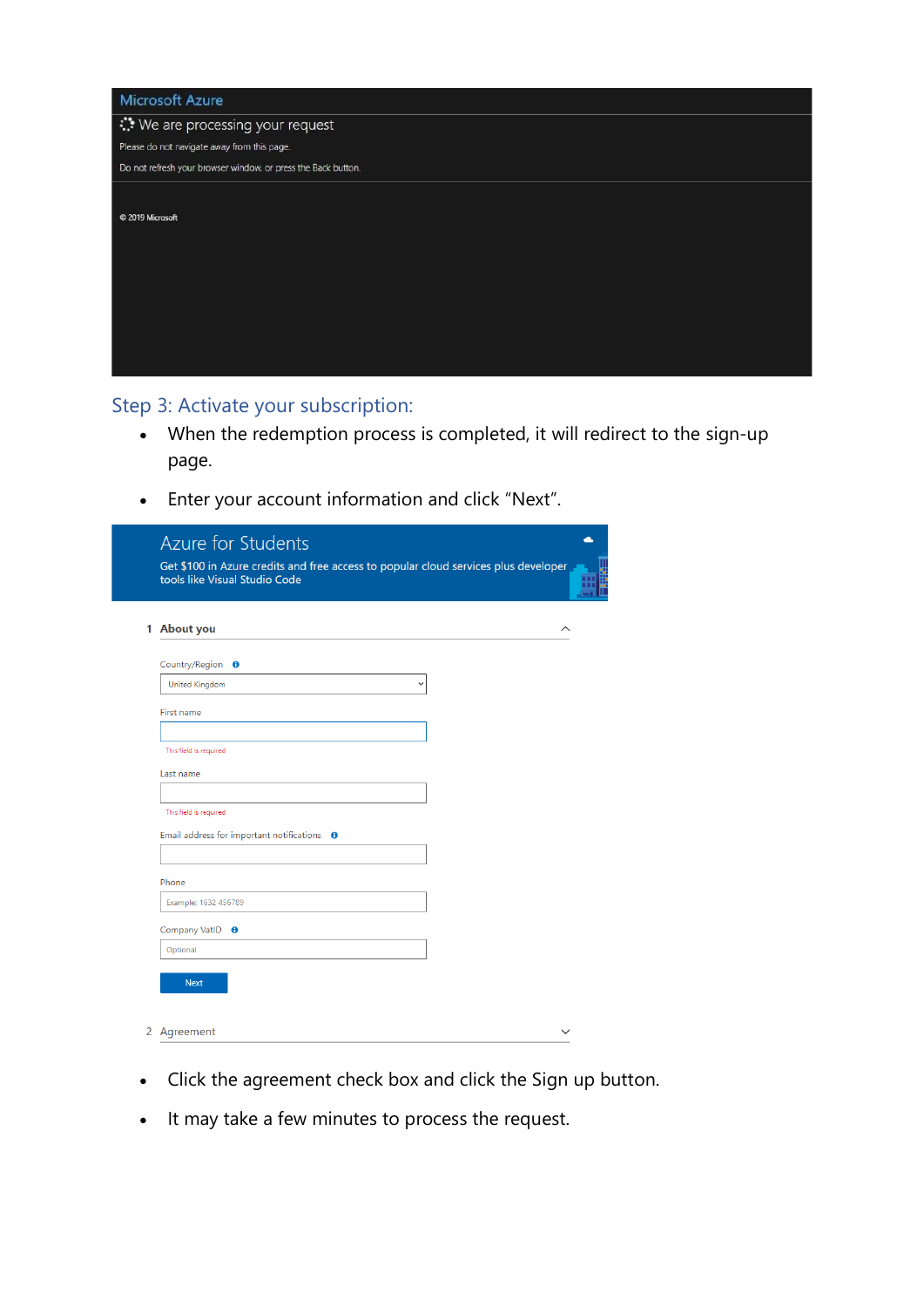Microsoft Azure

We are processing your request

Please do not navigate away from this page.

Do not refresh your browser window, or press the Back button.

© 2019 Microsoft

## Step 3: Activate your subscription:

- When the redemption process is completed, it will redirect to the sign-up page.
- Enter your account information and click "Next".

Azure for Students

Get $100 in Azure credits and free access to popular cloud services plus developer tools like Visual Studio Code

1 About you

Country/Region

United Kingdom

First name

This field is required

Last name

This field is required

Email address for important notifications

Phone

Example: 1632 456789

Company VatID

Optional

Next

2 Agreement

- Click the agreement check box and click the Sign up button.
- It may take a few minutes to process the request.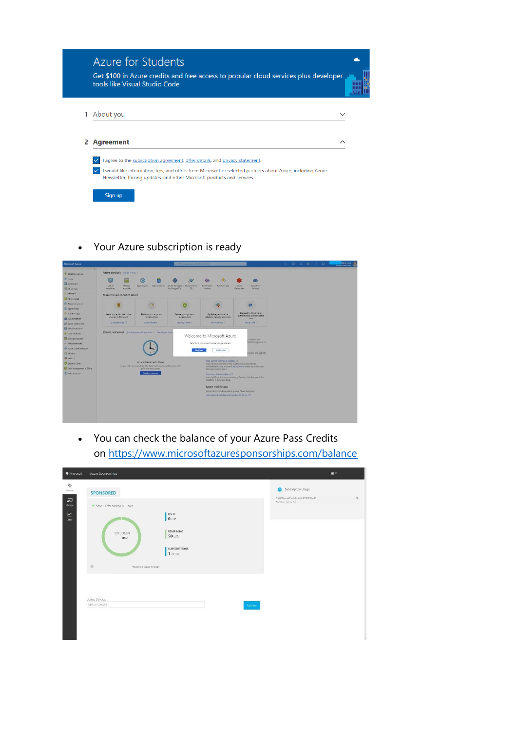- Your Azure subscription is ready

- You can check the balance of your Azure Pass Credits on https://www.microsoftazuresponsorships.com/balance